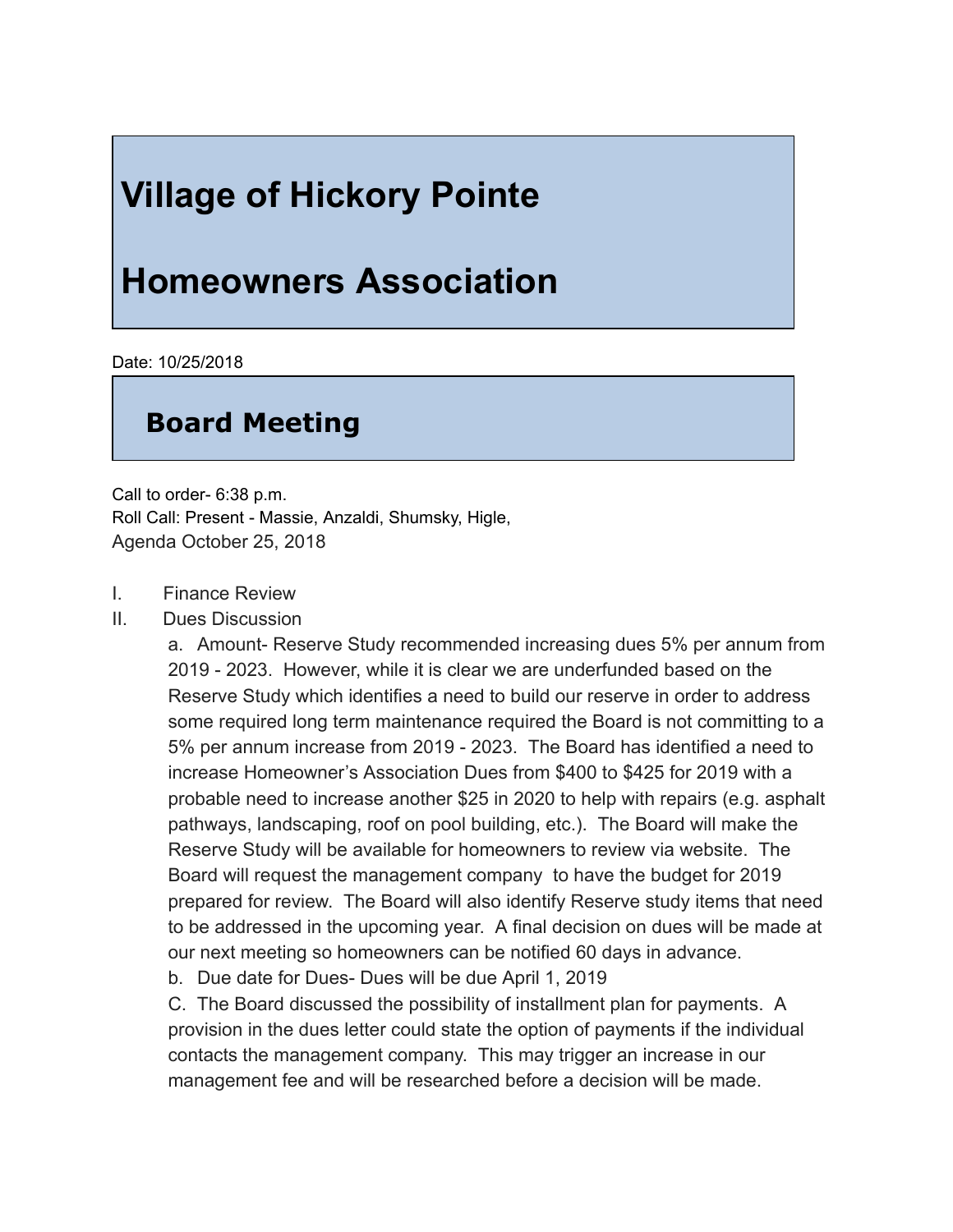# Village of Hickory Pointe

# Homeowners Association

Date: 10/25/2018

## Board Meeting

Call to order- 6:38 p.m.
Roll Call: Present - Massie, Anzaldi, Shumsky, Higle,
Agenda October 25, 2018

I. Finance Review

II. Dues Discussion

a. Amount- Reserve Study recommended increasing dues 5% per annum from 2019 - 2023. However, while it is clear we are underfunded based on the Reserve Study which identifies a need to build our reserve in order to address some required long term maintenance required the Board is not committing to a 5% per annum increase from 2019 - 2023. The Board has identified a need to increase Homeowner's Association Dues from $400 to $425 for 2019 with a probable need to increase another $25 in 2020 to help with repairs (e.g. asphalt pathways, landscaping, roof on pool building, etc.). The Board will make the Reserve Study will be available for homeowners to review via website. The Board will request the management company to have the budget for 2019 prepared for review. The Board will also identify Reserve study items that need to be addressed in the upcoming year. A final decision on dues will be made at our next meeting so homeowners can be notified 60 days in advance.

b. Due date for Dues- Dues will be due April 1, 2019

C. The Board discussed the possibility of installment plan for payments. A provision in the dues letter could state the option of payments if the individual contacts the management company. This may trigger an increase in our management fee and will be researched before a decision will be made.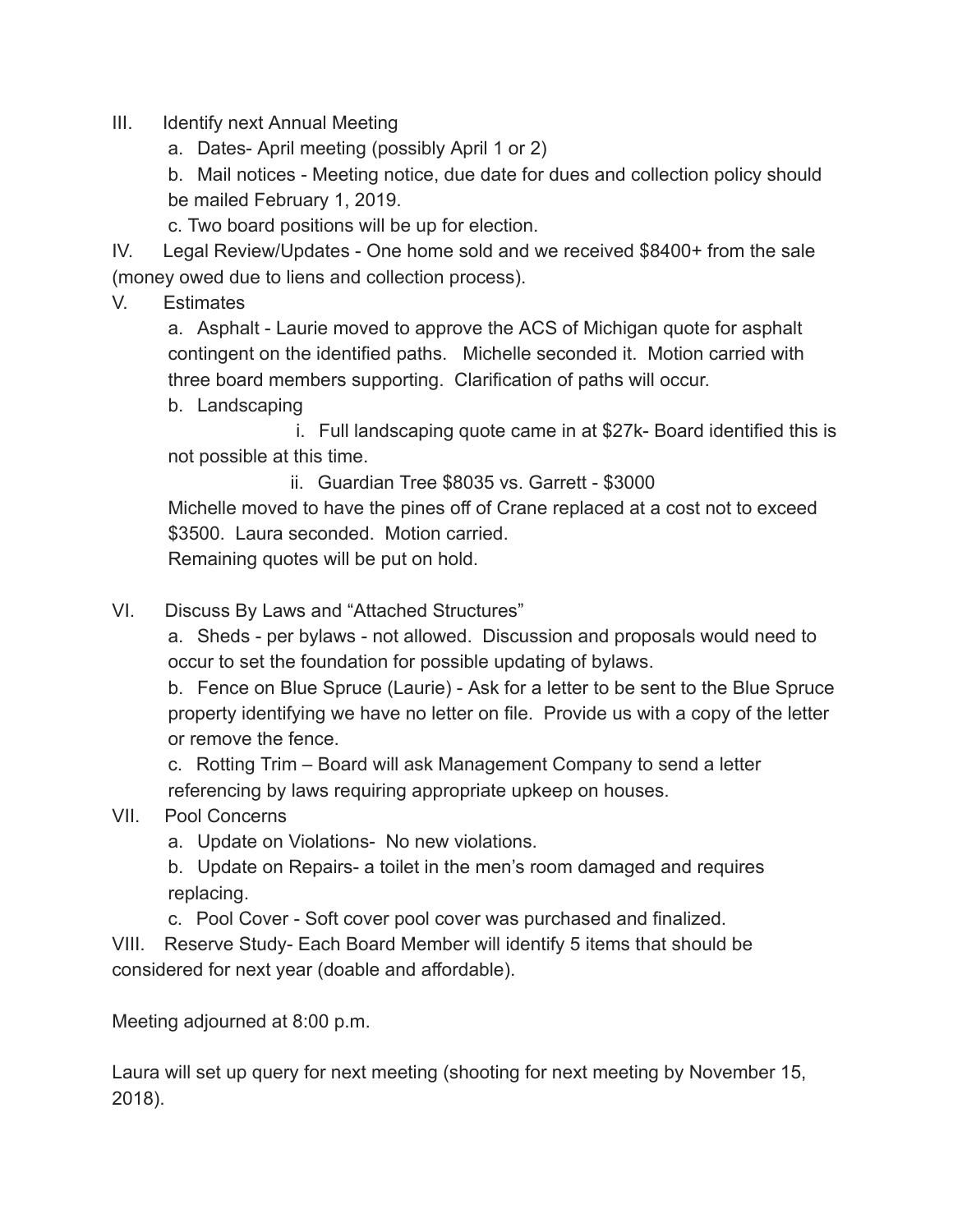III. Identify next Annual Meeting
   a. Dates- April meeting (possibly April 1 or 2)
   b. Mail notices - Meeting notice, due date for dues and collection policy should be mailed February 1, 2019.
   c. Two board positions will be up for election.

IV. Legal Review/Updates - One home sold and we received $8400+ from the sale (money owed due to liens and collection process).

V. Estimates
   a. Asphalt - Laurie moved to approve the ACS of Michigan quote for asphalt contingent on the identified paths. Michelle seconded it. Motion carried with three board members supporting. Clarification of paths will occur.
   b. Landscaping
      i. Full landscaping quote came in at $27k- Board identified this is not possible at this time.
      ii. Guardian Tree $8035 vs. Garrett - $3000

   Michelle moved to have the pines off of Crane replaced at a cost not to exceed $3500. Laura seconded. Motion carried.
   Remaining quotes will be put on hold.

VI. Discuss By Laws and "Attached Structures"
   a. Sheds - per bylaws - not allowed. Discussion and proposals would need to occur to set the foundation for possible updating of bylaws.
   b. Fence on Blue Spruce (Laurie) - Ask for a letter to be sent to the Blue Spruce property identifying we have no letter on file. Provide us with a copy of the letter or remove the fence.
   c. Rotting Trim – Board will ask Management Company to send a letter referencing by laws requiring appropriate upkeep on houses.

VII. Pool Concerns
   a. Update on Violations- No new violations.
   b. Update on Repairs- a toilet in the men's room damaged and requires replacing.
   c. Pool Cover - Soft cover pool cover was purchased and finalized.

VIII. Reserve Study- Each Board Member will identify 5 items that should be considered for next year (doable and affordable).

Meeting adjourned at 8:00 p.m.

Laura will set up query for next meeting (shooting for next meeting by November 15, 2018).